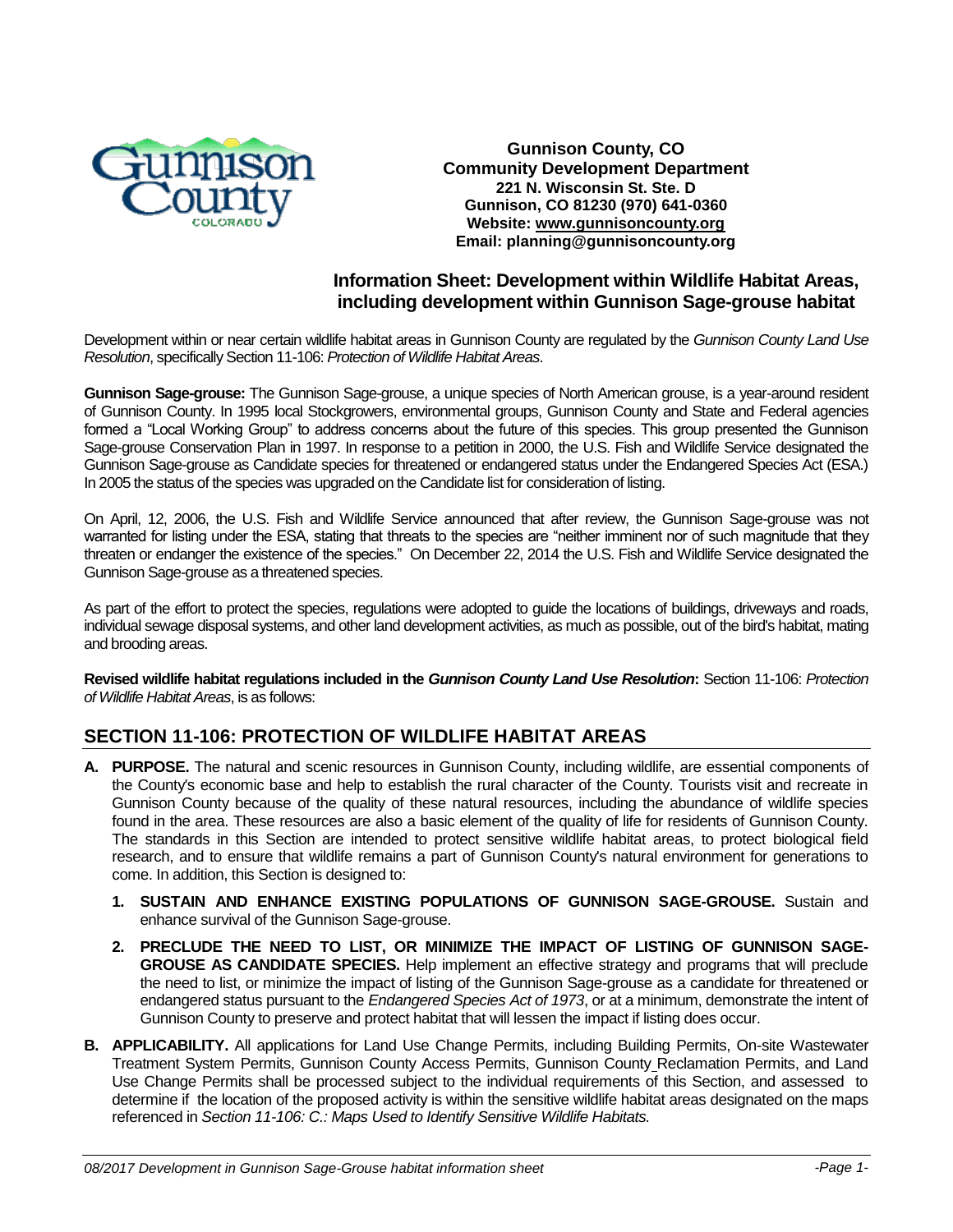**Gunnison County, CO**
**Community Development Department**
**221 N. Wisconsin St. Ste. D**
**Gunnison, CO 81230 (970) 641-0360**
**Website: www.gunnisoncounty.org**
**Email: planning@gunnisoncounty.org**

## Information Sheet: Development within Wildlife Habitat Areas, including development within Gunnison Sage-grouse habitat

Development within or near certain wildlife habitat areas in Gunnison County are regulated by the *Gunnison County Land Use Resolution*, specifically Section 11-106: *Protection of Wildlife Habitat Areas*.

**Gunnison Sage-grouse:** The Gunnison Sage-grouse, a unique species of North American grouse, is a year-around resident of Gunnison County. In 1995 local Stockgrowers, environmental groups, Gunnison County and State and Federal agencies formed a "Local Working Group" to address concerns about the future of this species. This group presented the Gunnison Sage-grouse Conservation Plan in 1997. In response to a petition in 2000, the U.S. Fish and Wildlife Service designated the Gunnison Sage-grouse as Candidate species for threatened or endangered status under the Endangered Species Act (ESA.) In 2005 the status of the species was upgraded on the Candidate list for consideration of listing.

On April, 12, 2006, the U.S. Fish and Wildlife Service announced that after review, the Gunnison Sage-grouse was not warranted for listing under the ESA, stating that threats to the species are "neither imminent nor of such magnitude that they threaten or endanger the existence of the species." On December 22, 2014 the U.S. Fish and Wildlife Service designated the Gunnison Sage-grouse as a threatened species.

As part of the effort to protect the species, regulations were adopted to guide the locations of buildings, driveways and roads, individual sewage disposal systems, and other land development activities, as much as possible, out of the bird's habitat, mating and brooding areas.

**Revised wildlife habitat regulations included in the *Gunnison County Land Use Resolution*:** Section 11-106: *Protection of Wildlife Habitat Areas*, is as follows:

## SECTION 11-106: PROTECTION OF WILDLIFE HABITAT AREAS

**A. PURPOSE.** The natural and scenic resources in Gunnison County, including wildlife, are essential components of the County's economic base and help to establish the rural character of the County. Tourists visit and recreate in Gunnison County because of the quality of these natural resources, including the abundance of wildlife species found in the area. These resources are also a basic element of the quality of life for residents of Gunnison County. The standards in this Section are intended to protect sensitive wildlife habitat areas, to protect biological field research, and to ensure that wildlife remains a part of Gunnison County's natural environment for generations to come. In addition, this Section is designed to:

1. **SUSTAIN AND ENHANCE EXISTING POPULATIONS OF GUNNISON SAGE-GROUSE.** Sustain and enhance survival of the Gunnison Sage-grouse.
2. **PRECLUDE THE NEED TO LIST, OR MINIMIZE THE IMPACT OF LISTING OF GUNNISON SAGE-GROUSE AS CANDIDATE SPECIES.** Help implement an effective strategy and programs that will preclude the need to list, or minimize the impact of listing of the Gunnison Sage-grouse as a candidate for threatened or endangered status pursuant to the *Endangered Species Act of 1973*, or at a minimum, demonstrate the intent of Gunnison County to preserve and protect habitat that will lessen the impact if listing does occur.

**B. APPLICABILITY.** All applications for Land Use Change Permits, including Building Permits, On-site Wastewater Treatment System Permits, Gunnison County Access Permits, Gunnison County Reclamation Permits, and Land Use Change Permits shall be processed subject to the individual requirements of this Section, and assessed to determine if the location of the proposed activity is within the sensitive wildlife habitat areas designated on the maps referenced in *Section 11-106: C.: Maps Used to Identify Sensitive Wildlife Habitats.*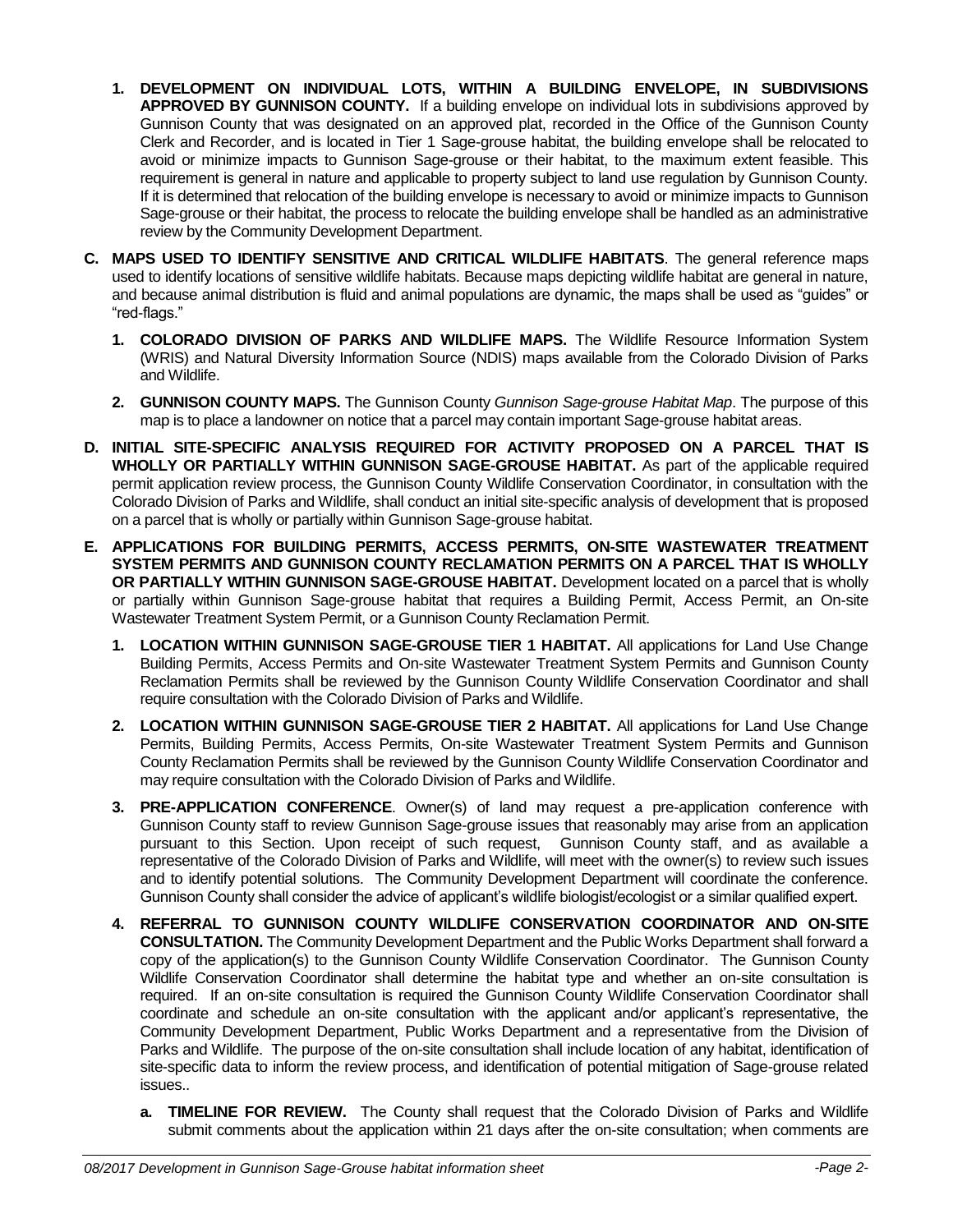1. **DEVELOPMENT ON INDIVIDUAL LOTS, WITHIN A BUILDING ENVELOPE, IN SUBDIVISIONS APPROVED BY GUNNISON COUNTY.** If a building envelope on individual lots in subdivisions approved by Gunnison County that was designated on an approved plat, recorded in the Office of the Gunnison County Clerk and Recorder, and is located in Tier 1 Sage-grouse habitat, the building envelope shall be relocated to avoid or minimize impacts to Gunnison Sage-grouse or their habitat, to the maximum extent feasible. This requirement is general in nature and applicable to property subject to land use regulation by Gunnison County. If it is determined that relocation of the building envelope is necessary to avoid or minimize impacts to Gunnison Sage-grouse or their habitat, the process to relocate the building envelope shall be handled as an administrative review by the Community Development Department.

**C. MAPS USED TO IDENTIFY SENSITIVE AND CRITICAL WILDLIFE HABITATS**. The general reference maps used to identify locations of sensitive wildlife habitats. Because maps depicting wildlife habitat are general in nature, and because animal distribution is fluid and animal populations are dynamic, the maps shall be used as "guides" or "red-flags."

1. **COLORADO DIVISION OF PARKS AND WILDLIFE MAPS.** The Wildlife Resource Information System (WRIS) and Natural Diversity Information Source (NDIS) maps available from the Colorado Division of Parks and Wildlife.
2. **GUNNISON COUNTY MAPS.** The Gunnison County *Gunnison Sage-grouse Habitat Map*. The purpose of this map is to place a landowner on notice that a parcel may contain important Sage-grouse habitat areas.

**D. INITIAL SITE-SPECIFIC ANALYSIS REQUIRED FOR ACTIVITY PROPOSED ON A PARCEL THAT IS WHOLLY OR PARTIALLY WITHIN GUNNISON SAGE-GROUSE HABITAT.** As part of the applicable required permit application review process, the Gunnison County Wildlife Conservation Coordinator, in consultation with the Colorado Division of Parks and Wildlife, shall conduct an initial site-specific analysis of development that is proposed on a parcel that is wholly or partially within Gunnison Sage-grouse habitat.

**E. APPLICATIONS FOR BUILDING PERMITS, ACCESS PERMITS, ON-SITE WASTEWATER TREATMENT SYSTEM PERMITS AND GUNNISON COUNTY RECLAMATION PERMITS ON A PARCEL THAT IS WHOLLY OR PARTIALLY WITHIN GUNNISON SAGE-GROUSE HABITAT.** Development located on a parcel that is wholly or partially within Gunnison Sage-grouse habitat that requires a Building Permit, Access Permit, an On-site Wastewater Treatment System Permit, or a Gunnison County Reclamation Permit.

1. **LOCATION WITHIN GUNNISON SAGE-GROUSE TIER 1 HABITAT.** All applications for Land Use Change Building Permits, Access Permits and On-site Wastewater Treatment System Permits and Gunnison County Reclamation Permits shall be reviewed by the Gunnison County Wildlife Conservation Coordinator and shall require consultation with the Colorado Division of Parks and Wildlife.
2. **LOCATION WITHIN GUNNISON SAGE-GROUSE TIER 2 HABITAT.** All applications for Land Use Change Permits, Building Permits, Access Permits, On-site Wastewater Treatment System Permits and Gunnison County Reclamation Permits shall be reviewed by the Gunnison County Wildlife Conservation Coordinator and may require consultation with the Colorado Division of Parks and Wildlife.
3. **PRE-APPLICATION CONFERENCE**. Owner(s) of land may request a pre-application conference with Gunnison County staff to review Gunnison Sage-grouse issues that reasonably may arise from an application pursuant to this Section. Upon receipt of such request, Gunnison County staff, and as available a representative of the Colorado Division of Parks and Wildlife, will meet with the owner(s) to review such issues and to identify potential solutions. The Community Development Department will coordinate the conference. Gunnison County shall consider the advice of applicant's wildlife biologist/ecologist or a similar qualified expert.
4. **REFERRAL TO GUNNISON COUNTY WILDLIFE CONSERVATION COORDINATOR AND ON-SITE CONSULTATION.** The Community Development Department and the Public Works Department shall forward a copy of the application(s) to the Gunnison County Wildlife Conservation Coordinator. The Gunnison County Wildlife Conservation Coordinator shall determine the habitat type and whether an on-site consultation is required. If an on-site consultation is required the Gunnison County Wildlife Conservation Coordinator shall coordinate and schedule an on-site consultation with the applicant and/or applicant's representative, the Community Development Department, Public Works Department and a representative from the Division of Parks and Wildlife. The purpose of the on-site consultation shall include location of any habitat, identification of site-specific data to inform the review process, and identification of potential mitigation of Sage-grouse related issues..
   - **a. TIMELINE FOR REVIEW.** The County shall request that the Colorado Division of Parks and Wildlife submit comments about the application within 21 days after the on-site consultation; when comments are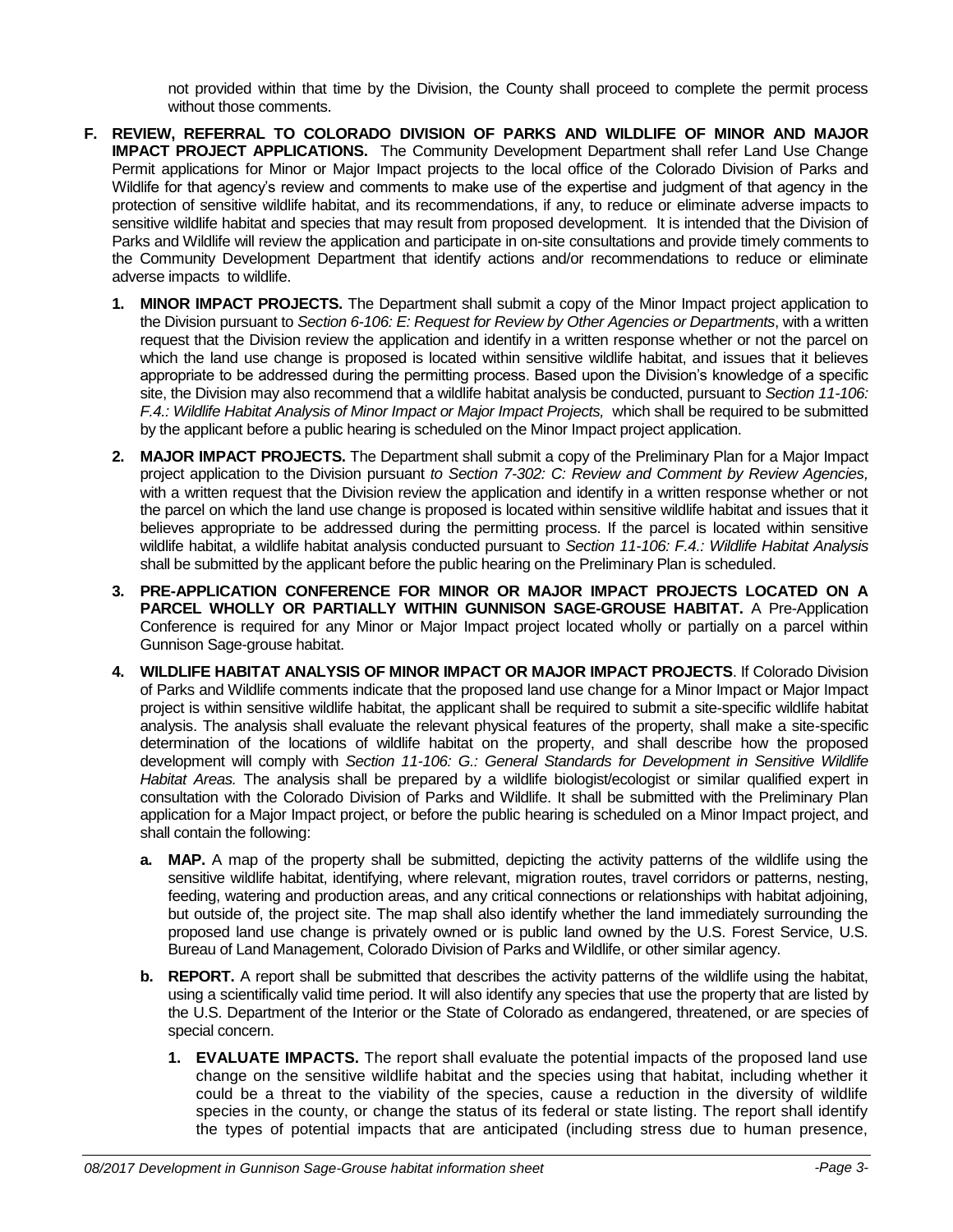not provided within that time by the Division, the County shall proceed to complete the permit process without those comments.

**F. REVIEW, REFERRAL TO COLORADO DIVISION OF PARKS AND WILDLIFE OF MINOR AND MAJOR IMPACT PROJECT APPLICATIONS.** The Community Development Department shall refer Land Use Change Permit applications for Minor or Major Impact projects to the local office of the Colorado Division of Parks and Wildlife for that agency's review and comments to make use of the expertise and judgment of that agency in the protection of sensitive wildlife habitat, and its recommendations, if any, to reduce or eliminate adverse impacts to sensitive wildlife habitat and species that may result from proposed development. It is intended that the Division of Parks and Wildlife will review the application and participate in on-site consultations and provide timely comments to the Community Development Department that identify actions and/or recommendations to reduce or eliminate adverse impacts to wildlife.

1. **MINOR IMPACT PROJECTS.** The Department shall submit a copy of the Minor Impact project application to the Division pursuant to *Section 6-106: E: Request for Review by Other Agencies or Departments*, with a written request that the Division review the application and identify in a written response whether or not the parcel on which the land use change is proposed is located within sensitive wildlife habitat, and issues that it believes appropriate to be addressed during the permitting process. Based upon the Division's knowledge of a specific site, the Division may also recommend that a wildlife habitat analysis be conducted, pursuant to *Section 11-106: F.4.: Wildlife Habitat Analysis of Minor Impact or Major Impact Projects,* which shall be required to be submitted by the applicant before a public hearing is scheduled on the Minor Impact project application.

2. **MAJOR IMPACT PROJECTS.** The Department shall submit a copy of the Preliminary Plan for a Major Impact project application to the Division pursuant *to Section 7-302: C: Review and Comment by Review Agencies,* with a written request that the Division review the application and identify in a written response whether or not the parcel on which the land use change is proposed is located within sensitive wildlife habitat and issues that it believes appropriate to be addressed during the permitting process. If the parcel is located within sensitive wildlife habitat, a wildlife habitat analysis conducted pursuant to *Section 11-106: F.4.: Wildlife Habitat Analysis* shall be submitted by the applicant before the public hearing on the Preliminary Plan is scheduled.

3. **PRE-APPLICATION CONFERENCE FOR MINOR OR MAJOR IMPACT PROJECTS LOCATED ON A PARCEL WHOLLY OR PARTIALLY WITHIN GUNNISON SAGE-GROUSE HABITAT.** A Pre-Application Conference is required for any Minor or Major Impact project located wholly or partially on a parcel within Gunnison Sage-grouse habitat.

4. **WILDLIFE HABITAT ANALYSIS OF MINOR IMPACT OR MAJOR IMPACT PROJECTS**. If Colorado Division of Parks and Wildlife comments indicate that the proposed land use change for a Minor Impact or Major Impact project is within sensitive wildlife habitat, the applicant shall be required to submit a site-specific wildlife habitat analysis. The analysis shall evaluate the relevant physical features of the property, shall make a site-specific determination of the locations of wildlife habitat on the property, and shall describe how the proposed development will comply with *Section 11-106: G.: General Standards for Development in Sensitive Wildlife Habitat Areas.* The analysis shall be prepared by a wildlife biologist/ecologist or similar qualified expert in consultation with the Colorado Division of Parks and Wildlife. It shall be submitted with the Preliminary Plan application for a Major Impact project, or before the public hearing is scheduled on a Minor Impact project, and shall contain the following:

   a. **MAP.** A map of the property shall be submitted, depicting the activity patterns of the wildlife using the sensitive wildlife habitat, identifying, where relevant, migration routes, travel corridors or patterns, nesting, feeding, watering and production areas, and any critical connections or relationships with habitat adjoining, but outside of, the project site. The map shall also identify whether the land immediately surrounding the proposed land use change is privately owned or is public land owned by the U.S. Forest Service, U.S. Bureau of Land Management, Colorado Division of Parks and Wildlife, or other similar agency.

   b. **REPORT.** A report shall be submitted that describes the activity patterns of the wildlife using the habitat, using a scientifically valid time period. It will also identify any species that use the property that are listed by the U.S. Department of the Interior or the State of Colorado as endangered, threatened, or are species of special concern.

      1. **EVALUATE IMPACTS.** The report shall evaluate the potential impacts of the proposed land use change on the sensitive wildlife habitat and the species using that habitat, including whether it could be a threat to the viability of the species, cause a reduction in the diversity of wildlife species in the county, or change the status of its federal or state listing. The report shall identify the types of potential impacts that are anticipated (including stress due to human presence,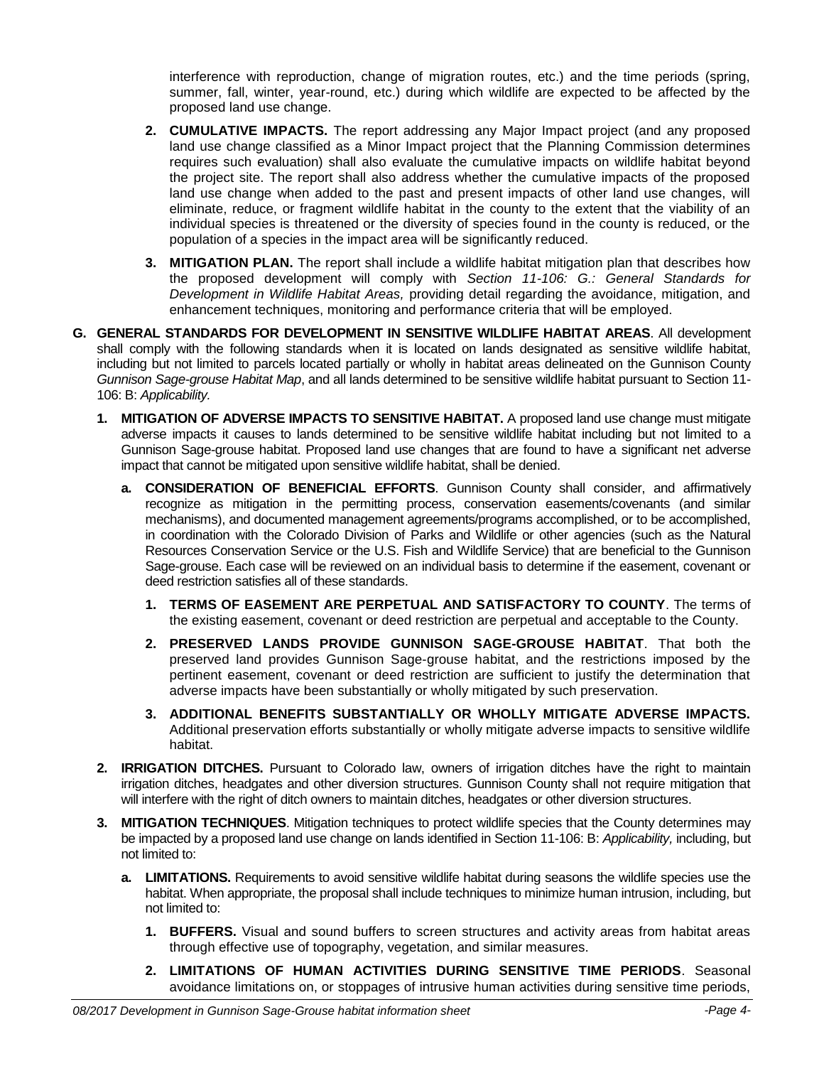interference with reproduction, change of migration routes, etc.) and the time periods (spring, summer, fall, winter, year-round, etc.) during which wildlife are expected to be affected by the proposed land use change.

**2. CUMULATIVE IMPACTS.** The report addressing any Major Impact project (and any proposed land use change classified as a Minor Impact project that the Planning Commission determines requires such evaluation) shall also evaluate the cumulative impacts on wildlife habitat beyond the project site. The report shall also address whether the cumulative impacts of the proposed land use change when added to the past and present impacts of other land use changes, will eliminate, reduce, or fragment wildlife habitat in the county to the extent that the viability of an individual species is threatened or the diversity of species found in the county is reduced, or the population of a species in the impact area will be significantly reduced.

**3. MITIGATION PLAN.** The report shall include a wildlife habitat mitigation plan that describes how the proposed development will comply with *Section 11-106: G.: General Standards for Development in Wildlife Habitat Areas,* providing detail regarding the avoidance, mitigation, and enhancement techniques, monitoring and performance criteria that will be employed.

**G. GENERAL STANDARDS FOR DEVELOPMENT IN SENSITIVE WILDLIFE HABITAT AREAS**. All development shall comply with the following standards when it is located on lands designated as sensitive wildlife habitat, including but not limited to parcels located partially or wholly in habitat areas delineated on the Gunnison County *Gunnison Sage-grouse Habitat Map*, and all lands determined to be sensitive wildlife habitat pursuant to Section 11-106: B: *Applicability.*

**1. MITIGATION OF ADVERSE IMPACTS TO SENSITIVE HABITAT.** A proposed land use change must mitigate adverse impacts it causes to lands determined to be sensitive wildlife habitat including but not limited to a Gunnison Sage-grouse habitat. Proposed land use changes that are found to have a significant net adverse impact that cannot be mitigated upon sensitive wildlife habitat, shall be denied.

**a. CONSIDERATION OF BENEFICIAL EFFORTS**. Gunnison County shall consider, and affirmatively recognize as mitigation in the permitting process, conservation easements/covenants (and similar mechanisms), and documented management agreements/programs accomplished, or to be accomplished, in coordination with the Colorado Division of Parks and Wildlife or other agencies (such as the Natural Resources Conservation Service or the U.S. Fish and Wildlife Service) that are beneficial to the Gunnison Sage-grouse. Each case will be reviewed on an individual basis to determine if the easement, covenant or deed restriction satisfies all of these standards.

**1. TERMS OF EASEMENT ARE PERPETUAL AND SATISFACTORY TO COUNTY**. The terms of the existing easement, covenant or deed restriction are perpetual and acceptable to the County.

**2. PRESERVED LANDS PROVIDE GUNNISON SAGE-GROUSE HABITAT**. That both the preserved land provides Gunnison Sage-grouse habitat, and the restrictions imposed by the pertinent easement, covenant or deed restriction are sufficient to justify the determination that adverse impacts have been substantially or wholly mitigated by such preservation.

**3. ADDITIONAL BENEFITS SUBSTANTIALLY OR WHOLLY MITIGATE ADVERSE IMPACTS.** Additional preservation efforts substantially or wholly mitigate adverse impacts to sensitive wildlife habitat.

**2. IRRIGATION DITCHES.** Pursuant to Colorado law, owners of irrigation ditches have the right to maintain irrigation ditches, headgates and other diversion structures. Gunnison County shall not require mitigation that will interfere with the right of ditch owners to maintain ditches, headgates or other diversion structures.

**3. MITIGATION TECHNIQUES**. Mitigation techniques to protect wildlife species that the County determines may be impacted by a proposed land use change on lands identified in Section 11-106: B: *Applicability,* including, but not limited to:

**a. LIMITATIONS.** Requirements to avoid sensitive wildlife habitat during seasons the wildlife species use the habitat. When appropriate, the proposal shall include techniques to minimize human intrusion, including, but not limited to:

**1. BUFFERS.** Visual and sound buffers to screen structures and activity areas from habitat areas through effective use of topography, vegetation, and similar measures.

**2. LIMITATIONS OF HUMAN ACTIVITIES DURING SENSITIVE TIME PERIODS**. Seasonal avoidance limitations on, or stoppages of intrusive human activities during sensitive time periods,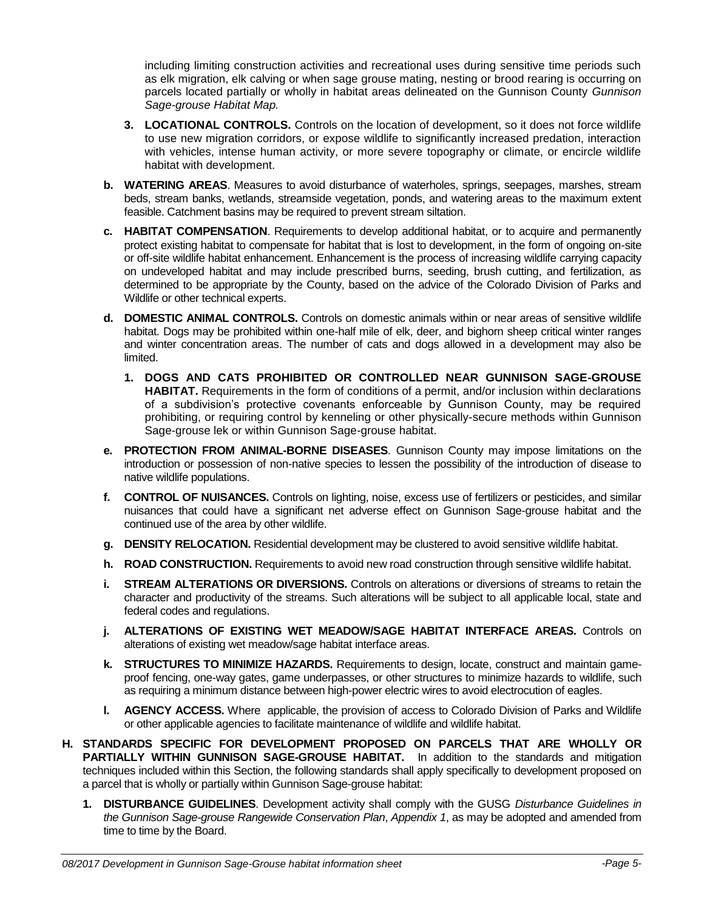including limiting construction activities and recreational uses during sensitive time periods such as elk migration, elk calving or when sage grouse mating, nesting or brood rearing is occurring on parcels located partially or wholly in habitat areas delineated on the Gunnison County *Gunnison Sage-grouse Habitat Map.*

3. **LOCATIONAL CONTROLS.** Controls on the location of development, so it does not force wildlife to use new migration corridors, or expose wildlife to significantly increased predation, interaction with vehicles, intense human activity, or more severe topography or climate, or encircle wildlife habitat with development.

**b. WATERING AREAS**. Measures to avoid disturbance of waterholes, springs, seepages, marshes, stream beds, stream banks, wetlands, streamside vegetation, ponds, and watering areas to the maximum extent feasible. Catchment basins may be required to prevent stream siltation.

**c. HABITAT COMPENSATION**. Requirements to develop additional habitat, or to acquire and permanently protect existing habitat to compensate for habitat that is lost to development, in the form of ongoing on-site or off-site wildlife habitat enhancement. Enhancement is the process of increasing wildlife carrying capacity on undeveloped habitat and may include prescribed burns, seeding, brush cutting, and fertilization, as determined to be appropriate by the County, based on the advice of the Colorado Division of Parks and Wildlife or other technical experts.

**d. DOMESTIC ANIMAL CONTROLS.** Controls on domestic animals within or near areas of sensitive wildlife habitat. Dogs may be prohibited within one-half mile of elk, deer, and bighorn sheep critical winter ranges and winter concentration areas. The number of cats and dogs allowed in a development may also be limited.

1. **DOGS AND CATS PROHIBITED OR CONTROLLED NEAR GUNNISON SAGE-GROUSE HABITAT.** Requirements in the form of conditions of a permit, and/or inclusion within declarations of a subdivision's protective covenants enforceable by Gunnison County, may be required prohibiting, or requiring control by kenneling or other physically-secure methods within Gunnison Sage-grouse lek or within Gunnison Sage-grouse habitat.

**e. PROTECTION FROM ANIMAL-BORNE DISEASES**. Gunnison County may impose limitations on the introduction or possession of non-native species to lessen the possibility of the introduction of disease to native wildlife populations.

**f. CONTROL OF NUISANCES.** Controls on lighting, noise, excess use of fertilizers or pesticides, and similar nuisances that could have a significant net adverse effect on Gunnison Sage-grouse habitat and the continued use of the area by other wildlife.

**g. DENSITY RELOCATION.** Residential development may be clustered to avoid sensitive wildlife habitat.

**h. ROAD CONSTRUCTION.** Requirements to avoid new road construction through sensitive wildlife habitat.

**i. STREAM ALTERATIONS OR DIVERSIONS.** Controls on alterations or diversions of streams to retain the character and productivity of the streams. Such alterations will be subject to all applicable local, state and federal codes and regulations.

**j. ALTERATIONS OF EXISTING WET MEADOW/SAGE HABITAT INTERFACE AREAS.** Controls on alterations of existing wet meadow/sage habitat interface areas.

**k. STRUCTURES TO MINIMIZE HAZARDS.** Requirements to design, locate, construct and maintain game-proof fencing, one-way gates, game underpasses, or other structures to minimize hazards to wildlife, such as requiring a minimum distance between high-power electric wires to avoid electrocution of eagles.

**l. AGENCY ACCESS.** Where applicable, the provision of access to Colorado Division of Parks and Wildlife or other applicable agencies to facilitate maintenance of wildlife and wildlife habitat.

**H. STANDARDS SPECIFIC FOR DEVELOPMENT PROPOSED ON PARCELS THAT ARE WHOLLY OR PARTIALLY WITHIN GUNNISON SAGE-GROUSE HABITAT.** In addition to the standards and mitigation techniques included within this Section, the following standards shall apply specifically to development proposed on a parcel that is wholly or partially within Gunnison Sage-grouse habitat:

1. **DISTURBANCE GUIDELINES**. Development activity shall comply with the GUSG *Disturbance Guidelines in the Gunnison Sage-grouse Rangewide Conservation Plan*, *Appendix 1*, as may be adopted and amended from time to time by the Board.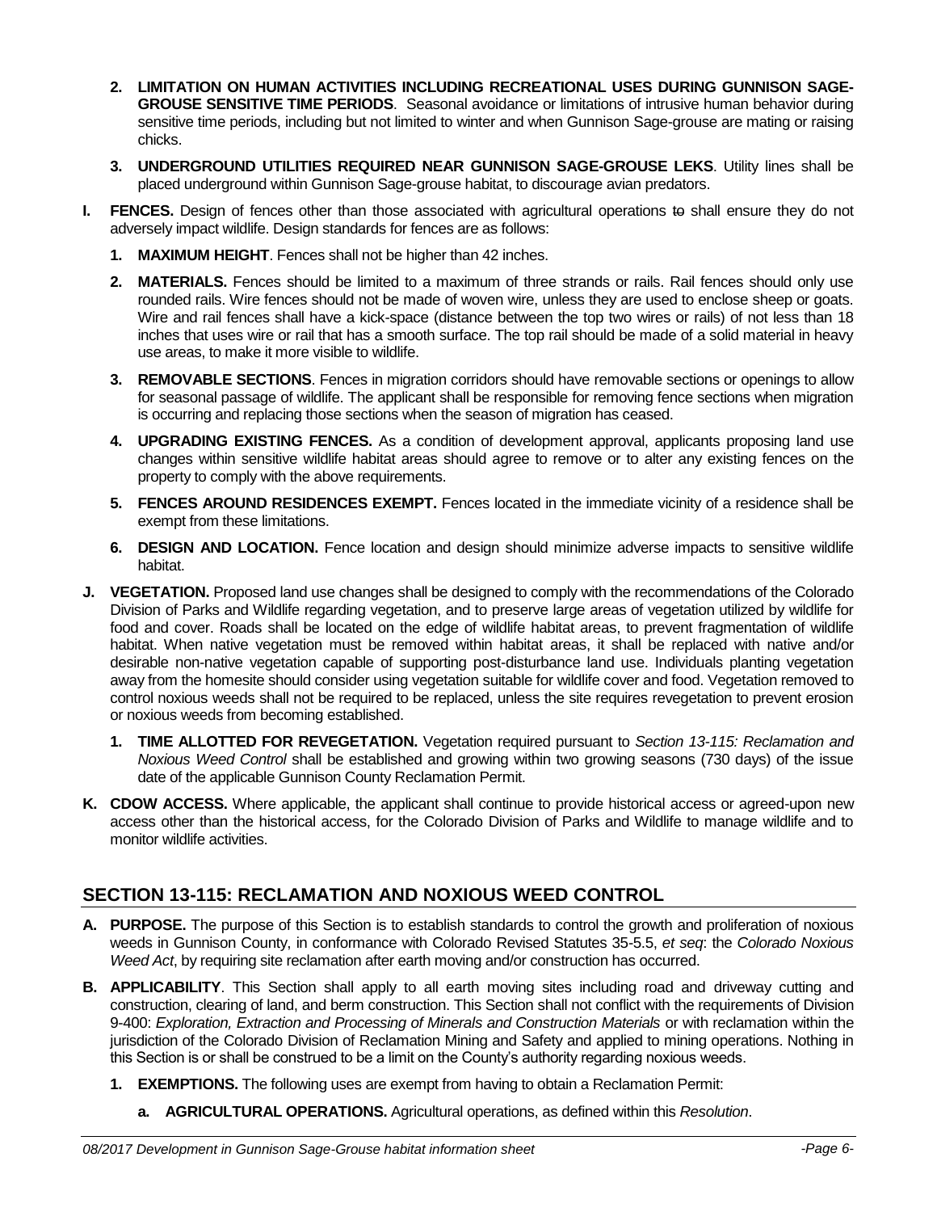2. **LIMITATION ON HUMAN ACTIVITIES INCLUDING RECREATIONAL USES DURING GUNNISON SAGE-GROUSE SENSITIVE TIME PERIODS**. Seasonal avoidance or limitations of intrusive human behavior during sensitive time periods, including but not limited to winter and when Gunnison Sage-grouse are mating or raising chicks.

3. **UNDERGROUND UTILITIES REQUIRED NEAR GUNNISON SAGE-GROUSE LEKS**. Utility lines shall be placed underground within Gunnison Sage-grouse habitat, to discourage avian predators.

**I. FENCES.** Design of fences other than those associated with agricultural operations ~~to~~ shall ensure they do not adversely impact wildlife. Design standards for fences are as follows:

1. **MAXIMUM HEIGHT**. Fences shall not be higher than 42 inches.

2. **MATERIALS.** Fences should be limited to a maximum of three strands or rails. Rail fences should only use rounded rails. Wire fences should not be made of woven wire, unless they are used to enclose sheep or goats. Wire and rail fences shall have a kick-space (distance between the top two wires or rails) of not less than 18 inches that uses wire or rail that has a smooth surface. The top rail should be made of a solid material in heavy use areas, to make it more visible to wildlife.

3. **REMOVABLE SECTIONS**. Fences in migration corridors should have removable sections or openings to allow for seasonal passage of wildlife. The applicant shall be responsible for removing fence sections when migration is occurring and replacing those sections when the season of migration has ceased.

4. **UPGRADING EXISTING FENCES.** As a condition of development approval, applicants proposing land use changes within sensitive wildlife habitat areas should agree to remove or to alter any existing fences on the property to comply with the above requirements.

5. **FENCES AROUND RESIDENCES EXEMPT.** Fences located in the immediate vicinity of a residence shall be exempt from these limitations.

6. **DESIGN AND LOCATION.** Fence location and design should minimize adverse impacts to sensitive wildlife habitat.

**J. VEGETATION.** Proposed land use changes shall be designed to comply with the recommendations of the Colorado Division of Parks and Wildlife regarding vegetation, and to preserve large areas of vegetation utilized by wildlife for food and cover. Roads shall be located on the edge of wildlife habitat areas, to prevent fragmentation of wildlife habitat. When native vegetation must be removed within habitat areas, it shall be replaced with native and/or desirable non-native vegetation capable of supporting post-disturbance land use. Individuals planting vegetation away from the homesite should consider using vegetation suitable for wildlife cover and food. Vegetation removed to control noxious weeds shall not be required to be replaced, unless the site requires revegetation to prevent erosion or noxious weeds from becoming established.

1. **TIME ALLOTTED FOR REVEGETATION.** Vegetation required pursuant to *Section 13-115: Reclamation and Noxious Weed Control* shall be established and growing within two growing seasons (730 days) of the issue date of the applicable Gunnison County Reclamation Permit.

**K. CDOW ACCESS.** Where applicable, the applicant shall continue to provide historical access or agreed-upon new access other than the historical access, for the Colorado Division of Parks and Wildlife to manage wildlife and to monitor wildlife activities.

## SECTION 13-115: RECLAMATION AND NOXIOUS WEED CONTROL

**A. PURPOSE.** The purpose of this Section is to establish standards to control the growth and proliferation of noxious weeds in Gunnison County, in conformance with Colorado Revised Statutes 35-5.5, *et seq*: the *Colorado Noxious Weed Act*, by requiring site reclamation after earth moving and/or construction has occurred.

**B. APPLICABILITY**. This Section shall apply to all earth moving sites including road and driveway cutting and construction, clearing of land, and berm construction. This Section shall not conflict with the requirements of Division 9-400: *Exploration, Extraction and Processing of Minerals and Construction Materials* or with reclamation within the jurisdiction of the Colorado Division of Reclamation Mining and Safety and applied to mining operations. Nothing in this Section is or shall be construed to be a limit on the County's authority regarding noxious weeds.

1. **EXEMPTIONS.** The following uses are exempt from having to obtain a Reclamation Permit:

   a. **AGRICULTURAL OPERATIONS.** Agricultural operations, as defined within this *Resolution*.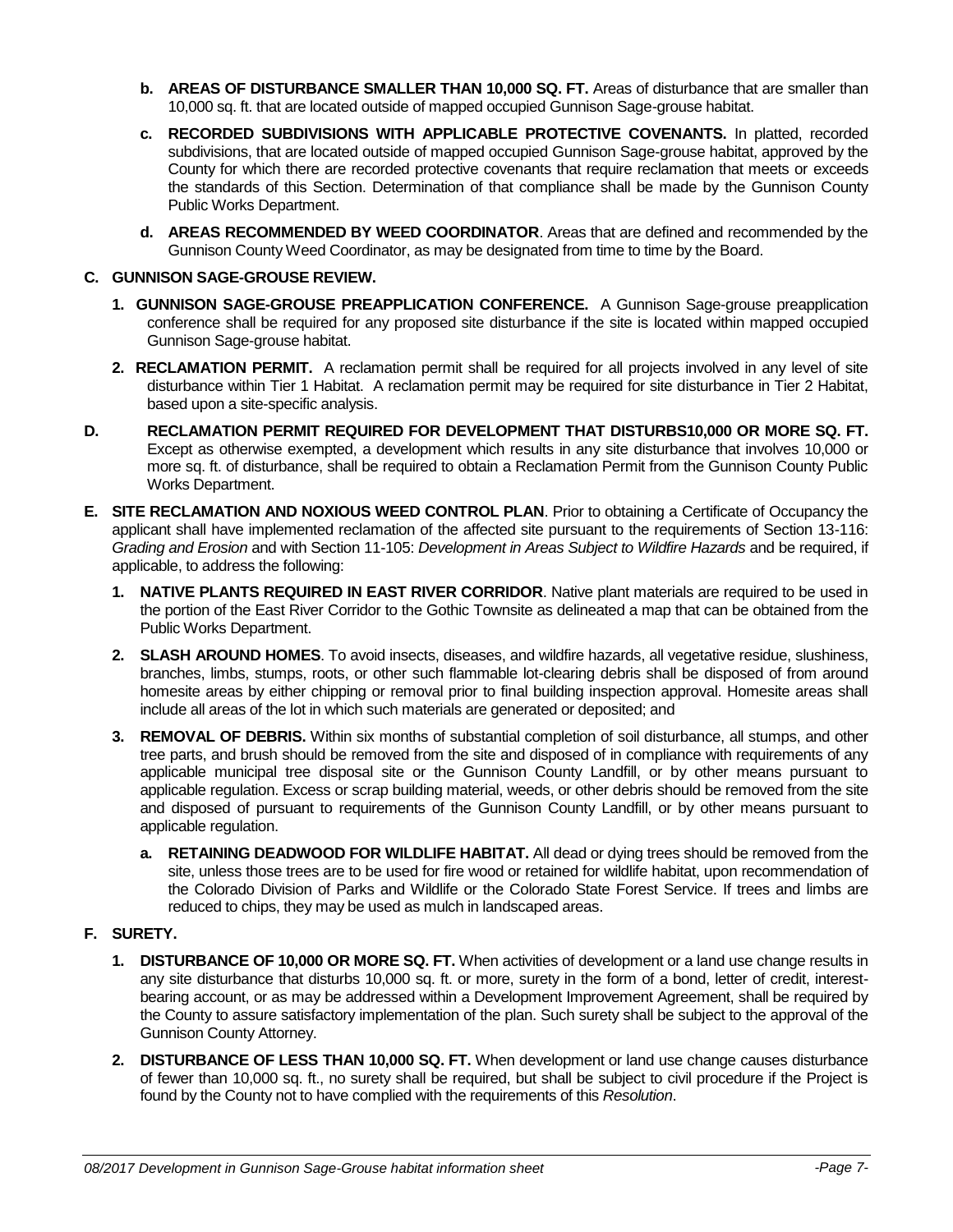b. **AREAS OF DISTURBANCE SMALLER THAN 10,000 SQ. FT.** Areas of disturbance that are smaller than 10,000 sq. ft. that are located outside of mapped occupied Gunnison Sage-grouse habitat.

c. **RECORDED SUBDIVISIONS WITH APPLICABLE PROTECTIVE COVENANTS.** In platted, recorded subdivisions, that are located outside of mapped occupied Gunnison Sage-grouse habitat, approved by the County for which there are recorded protective covenants that require reclamation that meets or exceeds the standards of this Section. Determination of that compliance shall be made by the Gunnison County Public Works Department.

d. **AREAS RECOMMENDED BY WEED COORDINATOR**. Areas that are defined and recommended by the Gunnison County Weed Coordinator, as may be designated from time to time by the Board.

**C. GUNNISON SAGE-GROUSE REVIEW.**

1. **GUNNISON SAGE-GROUSE PREAPPLICATION CONFERENCE.** A Gunnison Sage-grouse preapplication conference shall be required for any proposed site disturbance if the site is located within mapped occupied Gunnison Sage-grouse habitat.

2. **RECLAMATION PERMIT.** A reclamation permit shall be required for all projects involved in any level of site disturbance within Tier 1 Habitat. A reclamation permit may be required for site disturbance in Tier 2 Habitat, based upon a site-specific analysis.

**D. RECLAMATION PERMIT REQUIRED FOR DEVELOPMENT THAT DISTURBS10,000 OR MORE SQ. FT.** Except as otherwise exempted, a development which results in any site disturbance that involves 10,000 or more sq. ft. of disturbance, shall be required to obtain a Reclamation Permit from the Gunnison County Public Works Department.

**E. SITE RECLAMATION AND NOXIOUS WEED CONTROL PLAN**. Prior to obtaining a Certificate of Occupancy the applicant shall have implemented reclamation of the affected site pursuant to the requirements of Section 13-116: *Grading and Erosion* and with Section 11-105: *Development in Areas Subject to Wildfire Hazards* and be required, if applicable, to address the following:

1. **NATIVE PLANTS REQUIRED IN EAST RIVER CORRIDOR**. Native plant materials are required to be used in the portion of the East River Corridor to the Gothic Townsite as delineated a map that can be obtained from the Public Works Department.

2. **SLASH AROUND HOMES**. To avoid insects, diseases, and wildfire hazards, all vegetative residue, slushiness, branches, limbs, stumps, roots, or other such flammable lot-clearing debris shall be disposed of from around homesite areas by either chipping or removal prior to final building inspection approval. Homesite areas shall include all areas of the lot in which such materials are generated or deposited; and

3. **REMOVAL OF DEBRIS.** Within six months of substantial completion of soil disturbance, all stumps, and other tree parts, and brush should be removed from the site and disposed of in compliance with requirements of any applicable municipal tree disposal site or the Gunnison County Landfill, or by other means pursuant to applicable regulation. Excess or scrap building material, weeds, or other debris should be removed from the site and disposed of pursuant to requirements of the Gunnison County Landfill, or by other means pursuant to applicable regulation.

   a. **RETAINING DEADWOOD FOR WILDLIFE HABITAT.** All dead or dying trees should be removed from the site, unless those trees are to be used for fire wood or retained for wildlife habitat, upon recommendation of the Colorado Division of Parks and Wildlife or the Colorado State Forest Service. If trees and limbs are reduced to chips, they may be used as mulch in landscaped areas.

**F. SURETY.**

1. **DISTURBANCE OF 10,000 OR MORE SQ. FT.** When activities of development or a land use change results in any site disturbance that disturbs 10,000 sq. ft. or more, surety in the form of a bond, letter of credit, interest-bearing account, or as may be addressed within a Development Improvement Agreement, shall be required by the County to assure satisfactory implementation of the plan. Such surety shall be subject to the approval of the Gunnison County Attorney.

2. **DISTURBANCE OF LESS THAN 10,000 SQ. FT.** When development or land use change causes disturbance of fewer than 10,000 sq. ft., no surety shall be required, but shall be subject to civil procedure if the Project is found by the County not to have complied with the requirements of this *Resolution*.